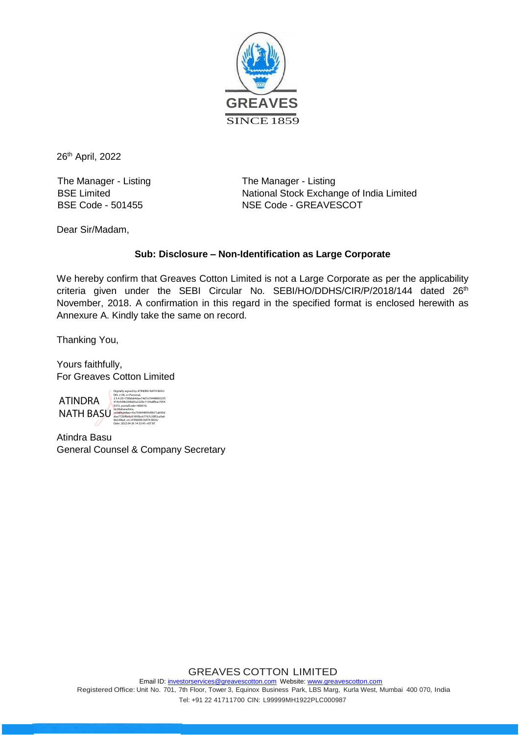26th April, 2022

The Manager - Listing
BSE Limited
BSE Code - 501455

The Manager - Listing
National Stock Exchange of India Limited
NSE Code - GREAVESCOT

Dear Sir/Madam,

**Sub: Disclosure – Non-Identification as Large Corporate**

We hereby confirm that Greaves Cotton Limited is not a Large Corporate as per the applicability criteria given under the SEBI Circular No. SEBI/HO/DDHS/CIR/P/2018/144 dated 26th November, 2018. A confirmation in this regard in the specified format is enclosed herewith as Annexure A. Kindly take the same on record.

Thanking You,

Yours faithfully,
For Greaves Cotton Limited

ATINDRA NATH BASU

Digitally signed by ATINDRA NATH BASU
Date: 2022.04.26 14:32:45 +05'30'

Atindra Basu
General Counsel & Company Secretary

GREAVES COTTON LIMITED
Email ID: investorservices@greavescotton.com Website: www.greavescotton.com
Registered Office: Unit No. 701, 7th Floor, Tower 3, Equinox Business Park, LBS Marg, Kurla West, Mumbai 400 070, India
Tel: +91 22 41711700 CIN: L99999MH1922PLC000987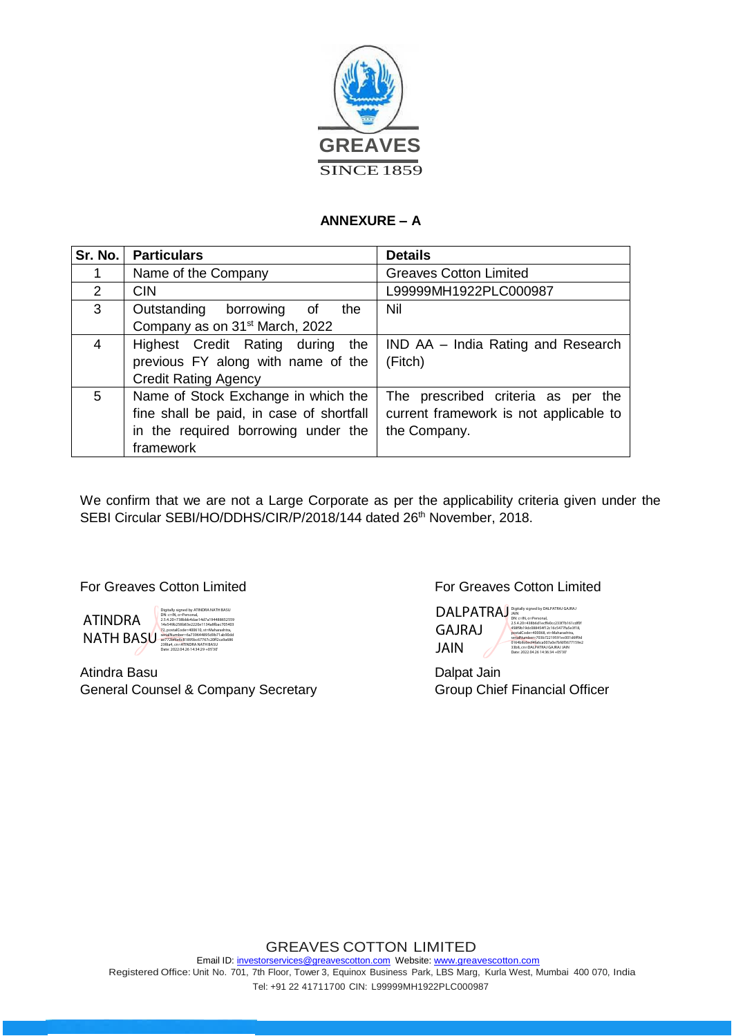GREAVES

SINCE 1859

**ANNEXURE – A**

| Sr. No. | Particulars | Details |
|---|---|---|
| 1 | Name of the Company | Greaves Cotton Limited |
| 2 | CIN | L99999MH1922PLC000987 |
| 3 | Outstanding borrowing of the Company as on 31st March, 2022 | Nil |
| 4 | Highest Credit Rating during the previous FY along with name of the Credit Rating Agency | IND AA – India Rating and Research (Fitch) |
| 5 | Name of Stock Exchange in which the fine shall be paid, in case of shortfall in the required borrowing under the framework | The prescribed criteria as per the current framework is not applicable to the Company. |

We confirm that we are not a Large Corporate as per the applicability criteria given under the SEBI Circular SEBI/HO/DDHS/CIR/P/2018/144 dated 26th November, 2018.

For Greaves Cotton Limited

ATINDRA NATH BASU

Atindra Basu
General Counsel & Company Secretary

For Greaves Cotton Limited

DALPATRAJ GAJRAJ JAIN

Dalpat Jain
Group Chief Financial Officer

GREAVES COTTON LIMITED
Email ID: investorservices@greavescotton.com Website: www.greavescotton.com
Registered Office: Unit No. 701, 7th Floor, Tower 3, Equinox Business Park, LBS Marg, Kurla West, Mumbai 400 070, India
Tel: +91 22 41711700 CIN: L99999MH1922PLC000987